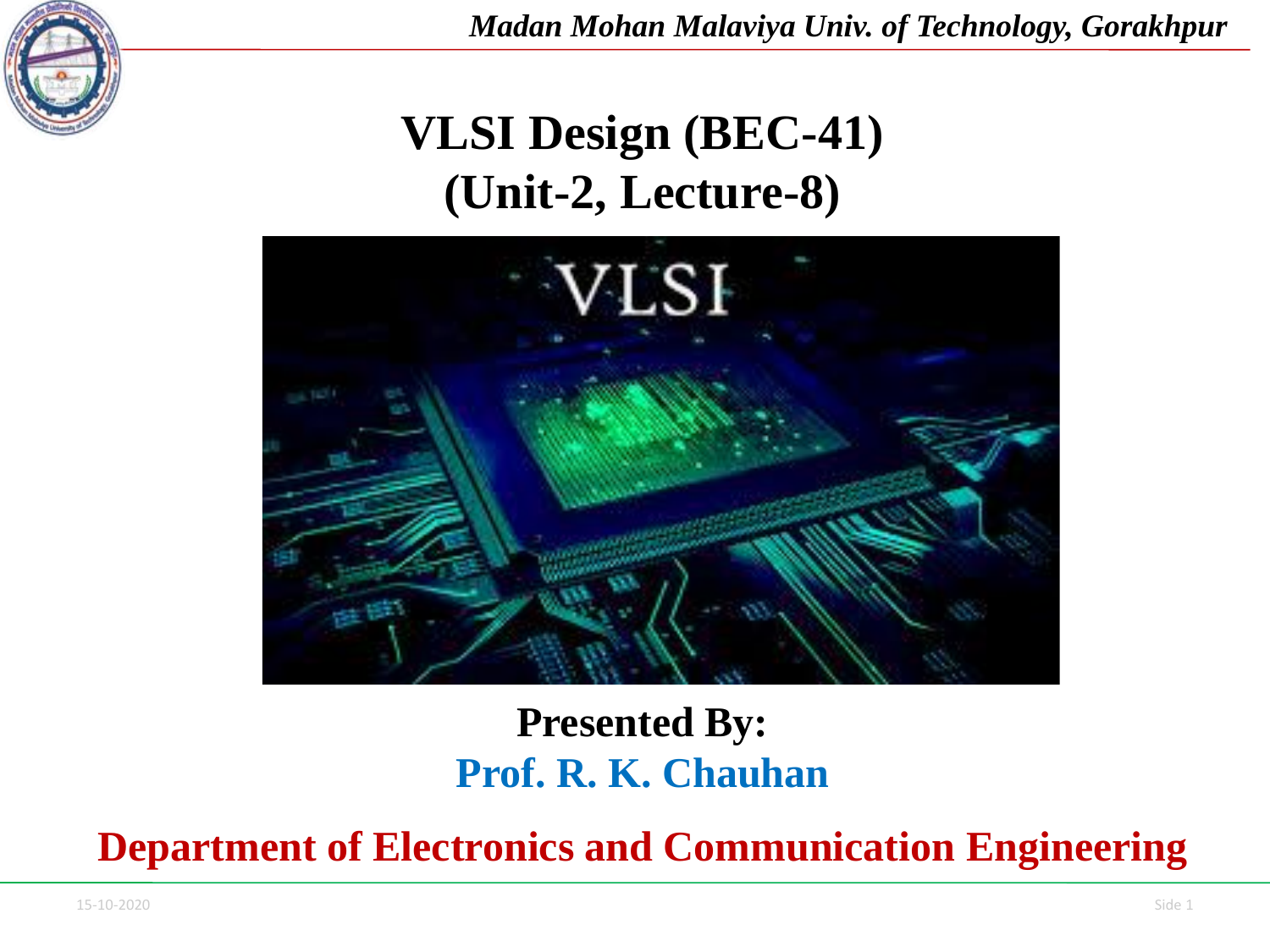# VLSI Design (BEC-41)
# (Unit-2, Lecture-8)

**Presented By:**

**Prof. R. K. Chauhan**

**Department of Electronics and Communication Engineering**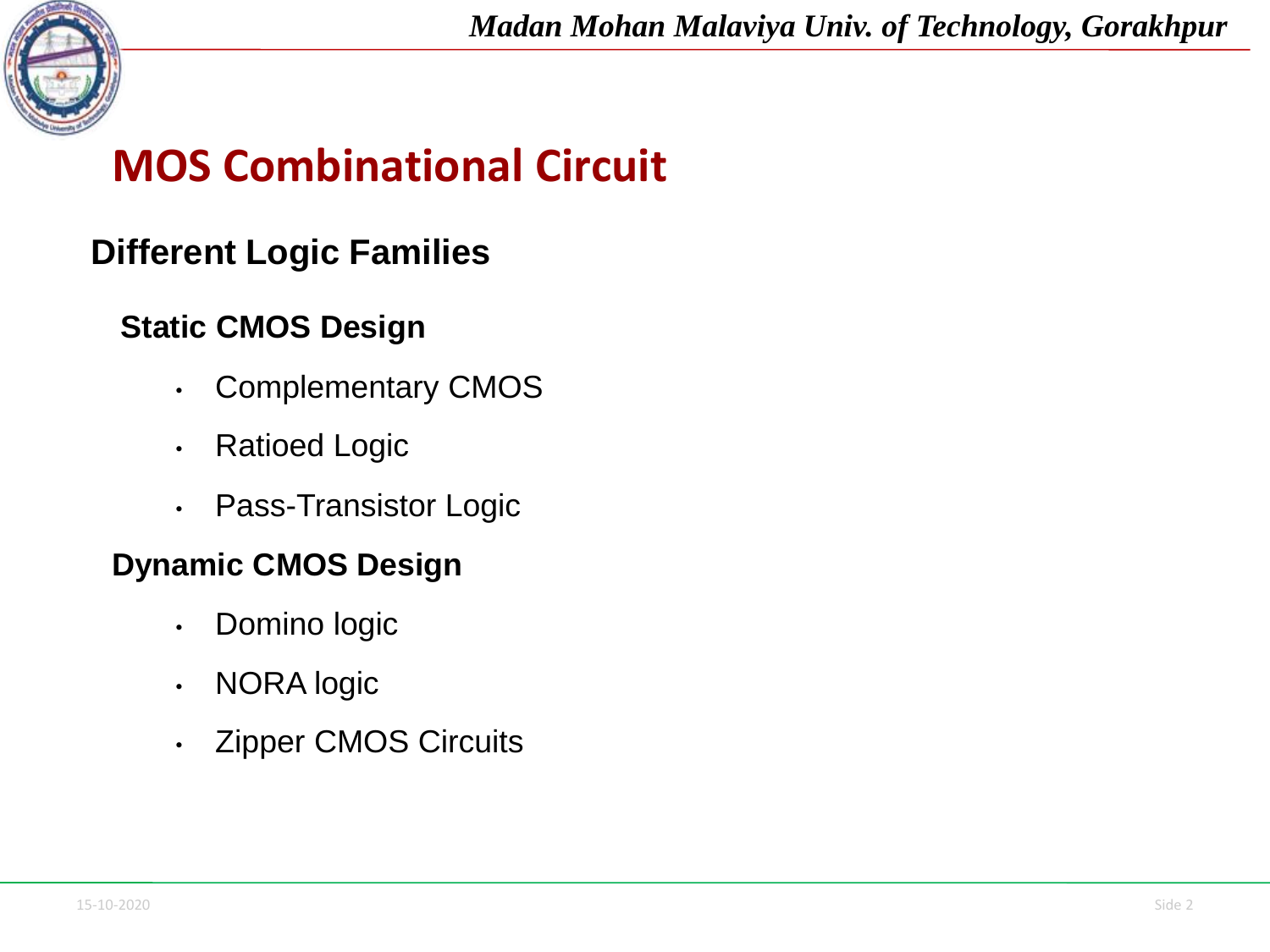# MOS Combinational Circuit

## Different Logic Families

### Static CMOS Design

- Complementary CMOS
- Ratioed Logic
- Pass-Transistor Logic

### Dynamic CMOS Design

- Domino logic
- NORA logic
- Zipper CMOS Circuits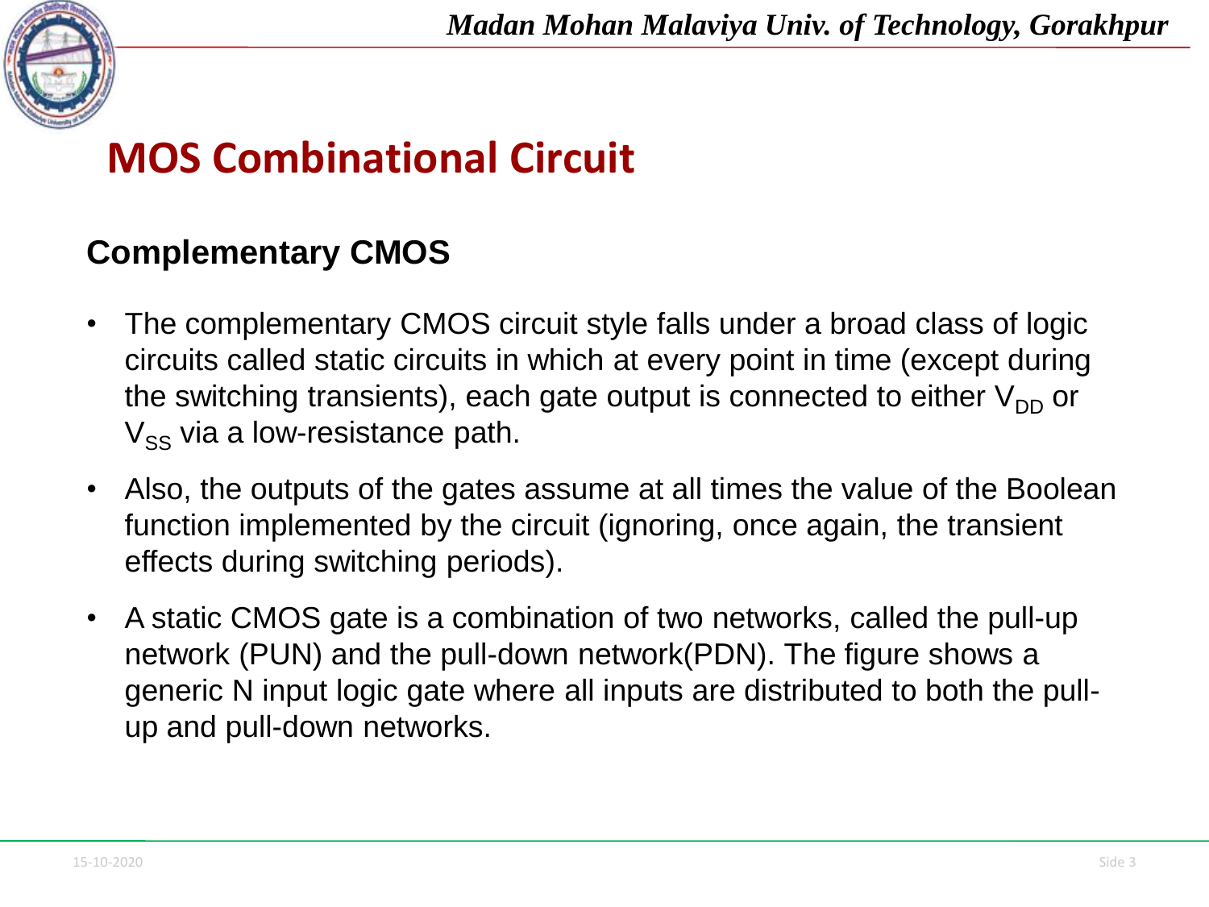# MOS Combinational Circuit

## Complementary CMOS

- The complementary CMOS circuit style falls under a broad class of logic circuits called static circuits in which at every point in time (except during the switching transients), each gate output is connected to either $V_{DD}$ or $V_{SS}$ via a low-resistance path.
- Also, the outputs of the gates assume at all times the value of the Boolean function implemented by the circuit (ignoring, once again, the transient effects during switching periods).
- A static CMOS gate is a combination of two networks, called the pull-up network (PUN) and the pull-down network(PDN). The figure shows a generic N input logic gate where all inputs are distributed to both the pull-up and pull-down networks.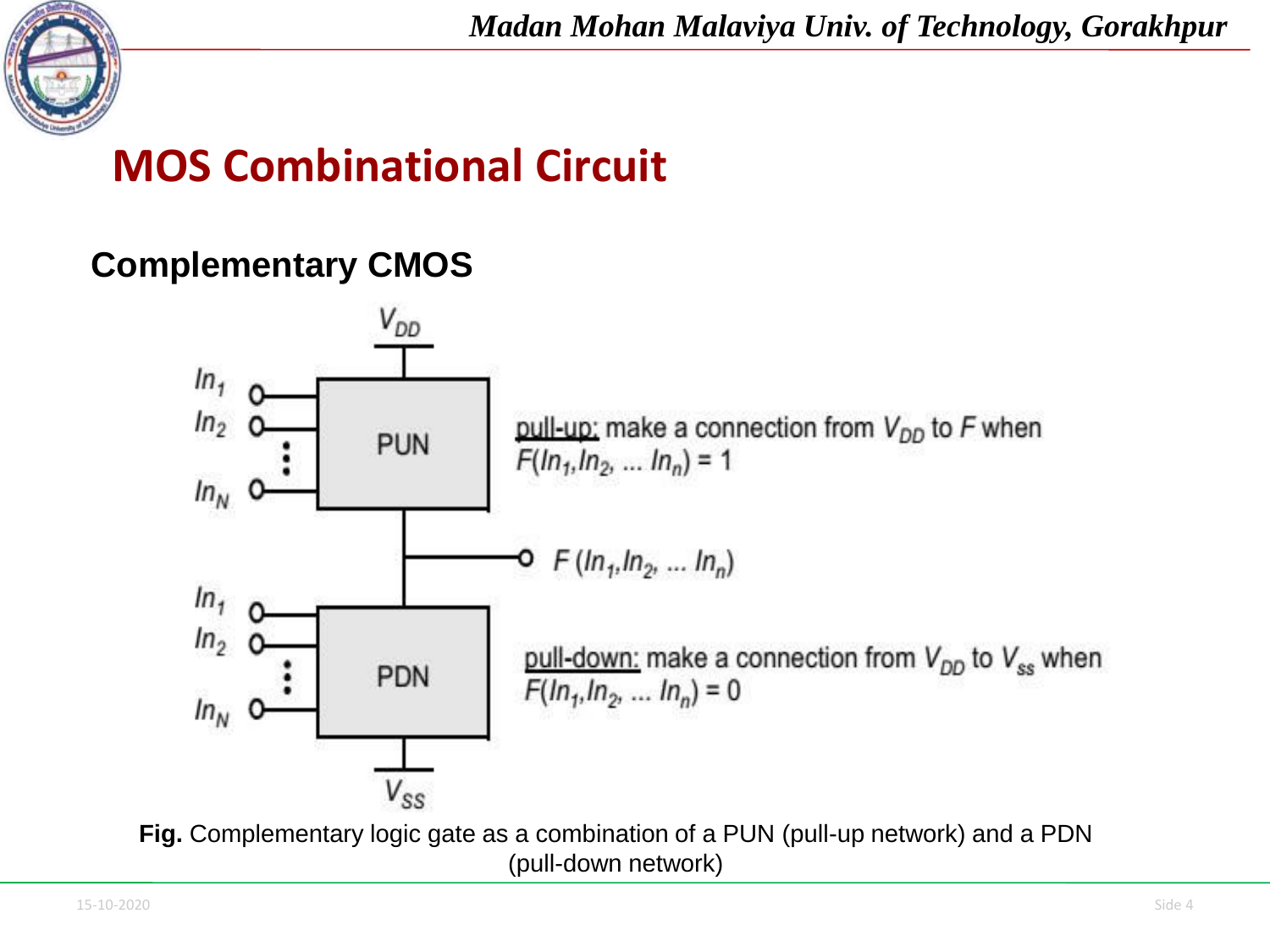# MOS Combinational Circuit

## Complementary CMOS

$V_{DD}$

$In_1$
$In_2$
$In_N$

PUN

pull-up: make a connection from $V_{DD}$ to $F$ when $F(In_1, In_2, \ldots In_n) = 1$

$F(In_1, In_2, \ldots In_n)$

$In_1$
$In_2$
$In_N$

PDN

pull-down: make a connection from $V_{DD}$ to $V_{ss}$ when $F(In_1, In_2, \ldots In_n) = 0$

$V_{SS}$

**Fig.** Complementary logic gate as a combination of a PUN (pull-up network) and a PDN (pull-down network)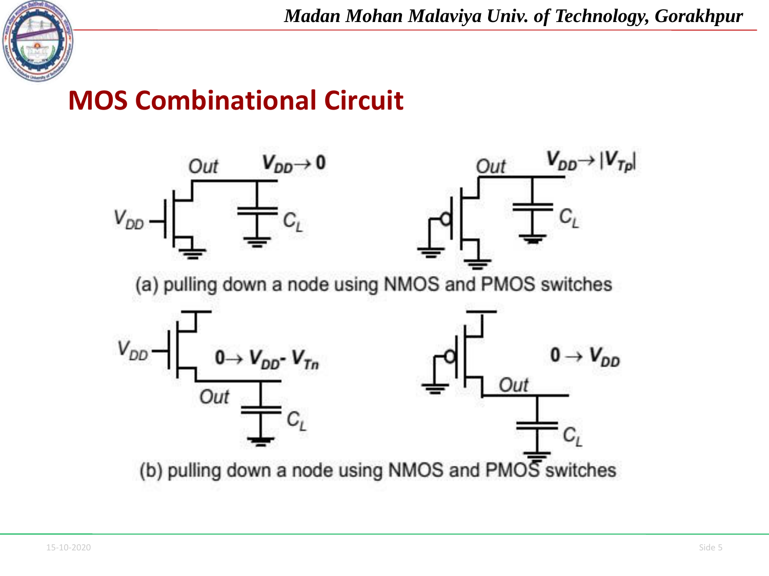## MOS Combinational Circuit

(a) pulling down a node using NMOS and PMOS switches

(b) pulling down a node using NMOS and PMOS switches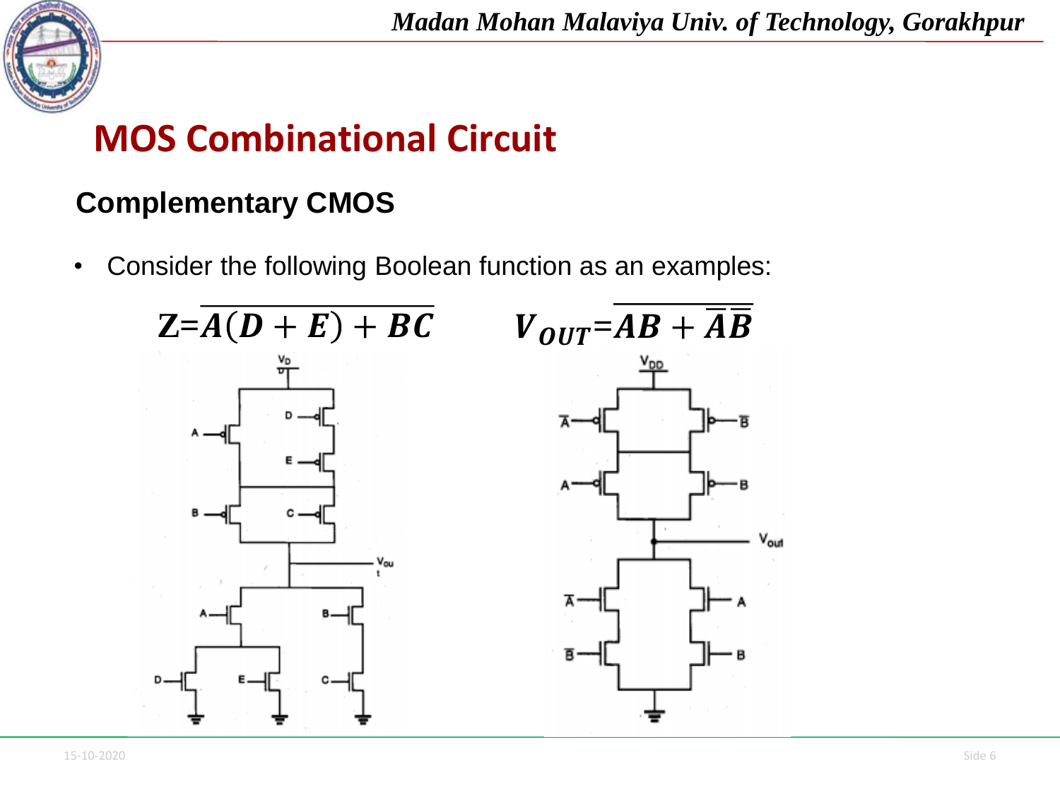# MOS Combinational Circuit

## Complementary CMOS

- Consider the following Boolean function as an examples:

$$Z=\overline{A(D+E)+BC} \qquad V_{OUT}=\overline{AB+\overline{A}\,\overline{B}}$$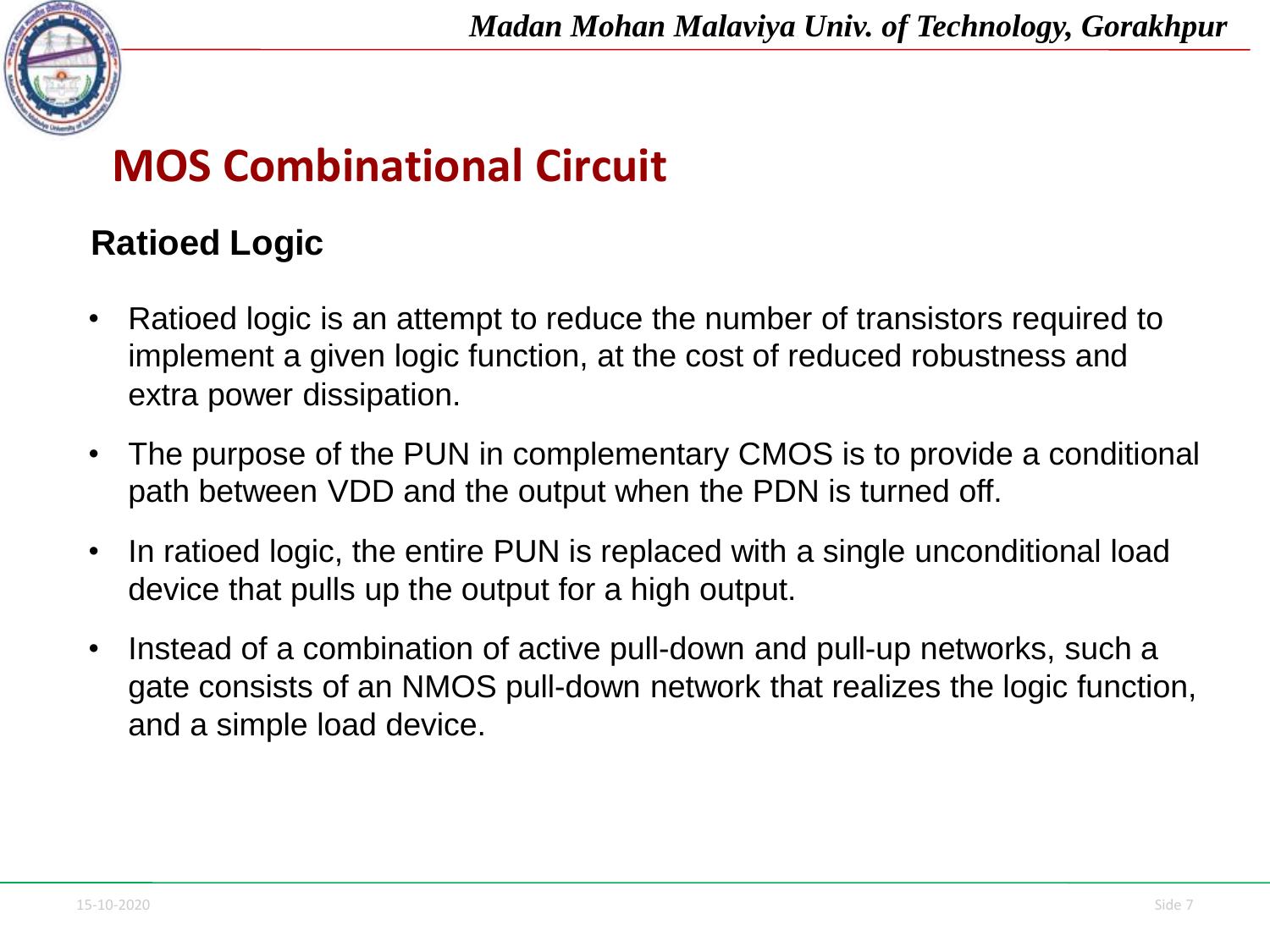# MOS Combinational Circuit

## Ratioed Logic

- Ratioed logic is an attempt to reduce the number of transistors required to implement a given logic function, at the cost of reduced robustness and extra power dissipation.
- The purpose of the PUN in complementary CMOS is to provide a conditional path between VDD and the output when the PDN is turned off.
- In ratioed logic, the entire PUN is replaced with a single unconditional load device that pulls up the output for a high output.
- Instead of a combination of active pull-down and pull-up networks, such a gate consists of an NMOS pull-down network that realizes the logic function, and a simple load device.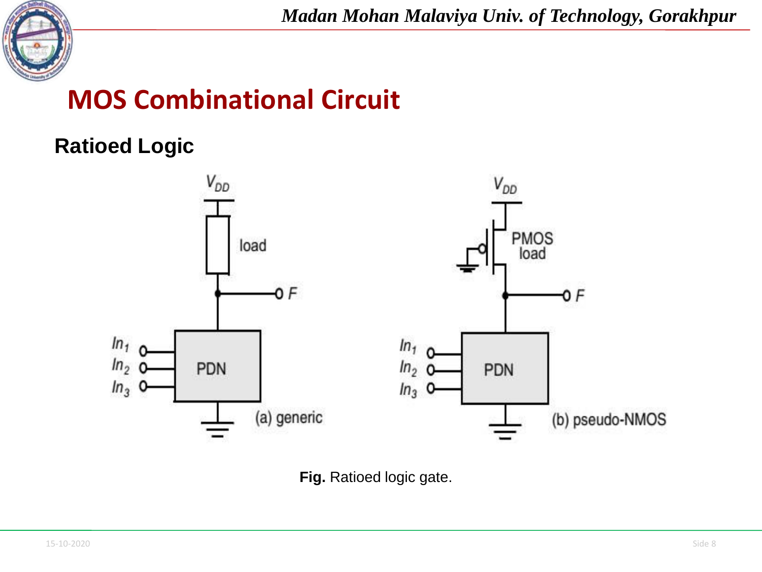# MOS Combinational Circuit

## Ratioed Logic

**Fig.** Ratioed logic gate.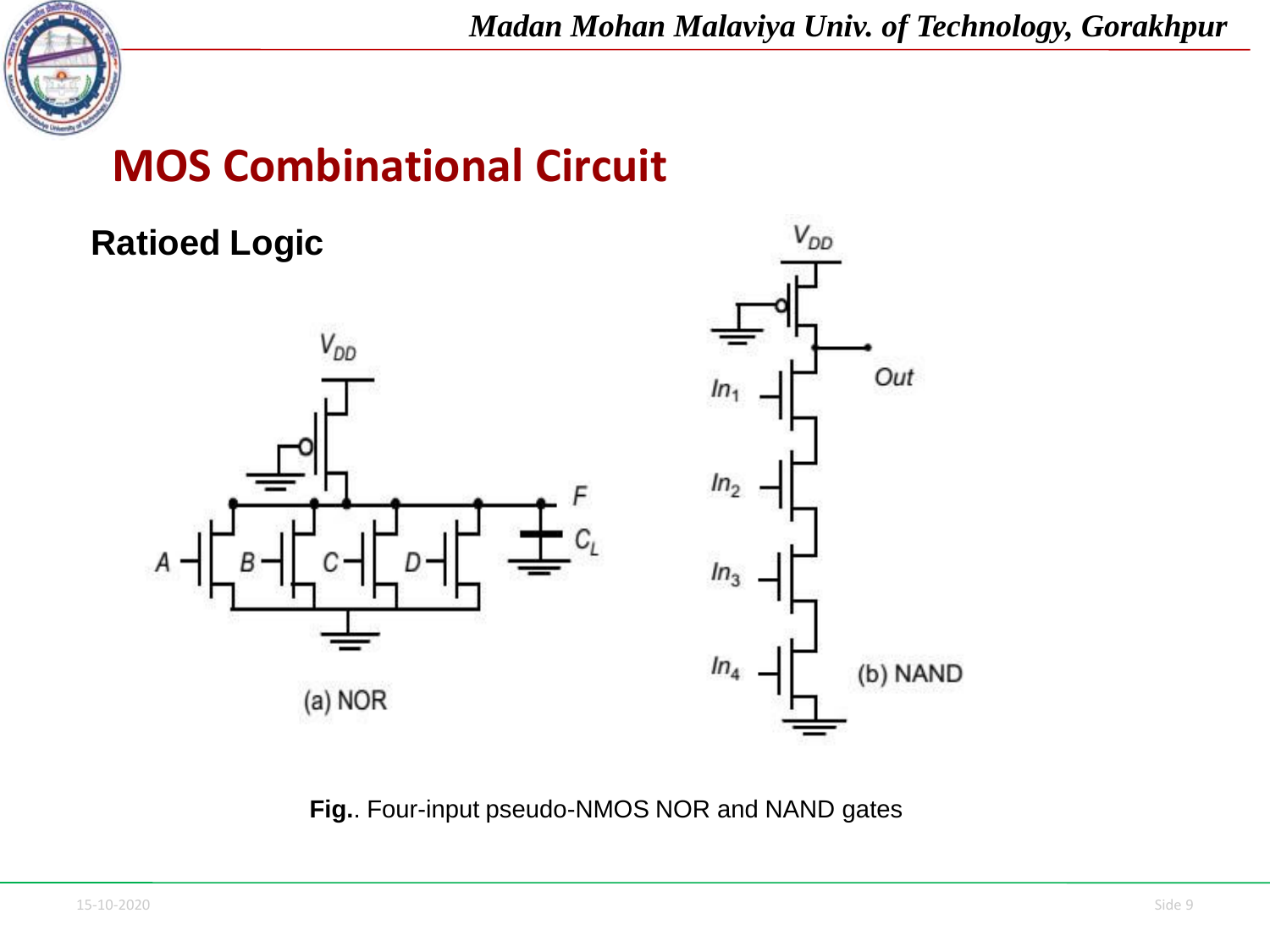# MOS Combinational Circuit

## Ratioed Logic

**Fig.**. Four-input pseudo-NMOS NOR and NAND gates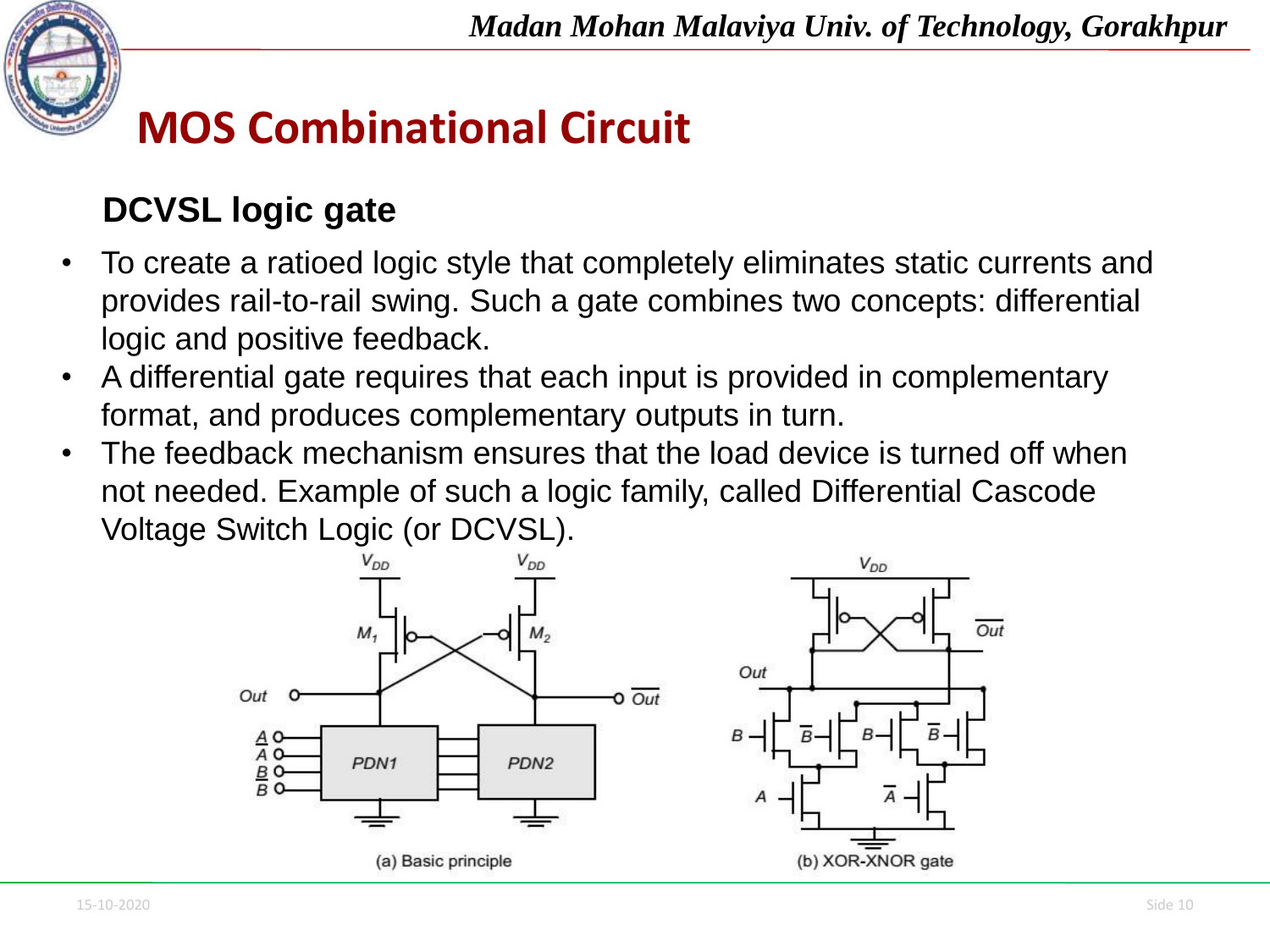# MOS Combinational Circuit

## DCVSL logic gate

- To create a ratioed logic style that completely eliminates static currents and provides rail-to-rail swing. Such a gate combines two concepts: differential logic and positive feedback.
- A differential gate requires that each input is provided in complementary format, and produces complementary outputs in turn.
- The feedback mechanism ensures that the load device is turned off when not needed. Example of such a logic family, called Differential Cascode Voltage Switch Logic (or DCVSL).

(a) Basic principle

(b) XOR-XNOR gate